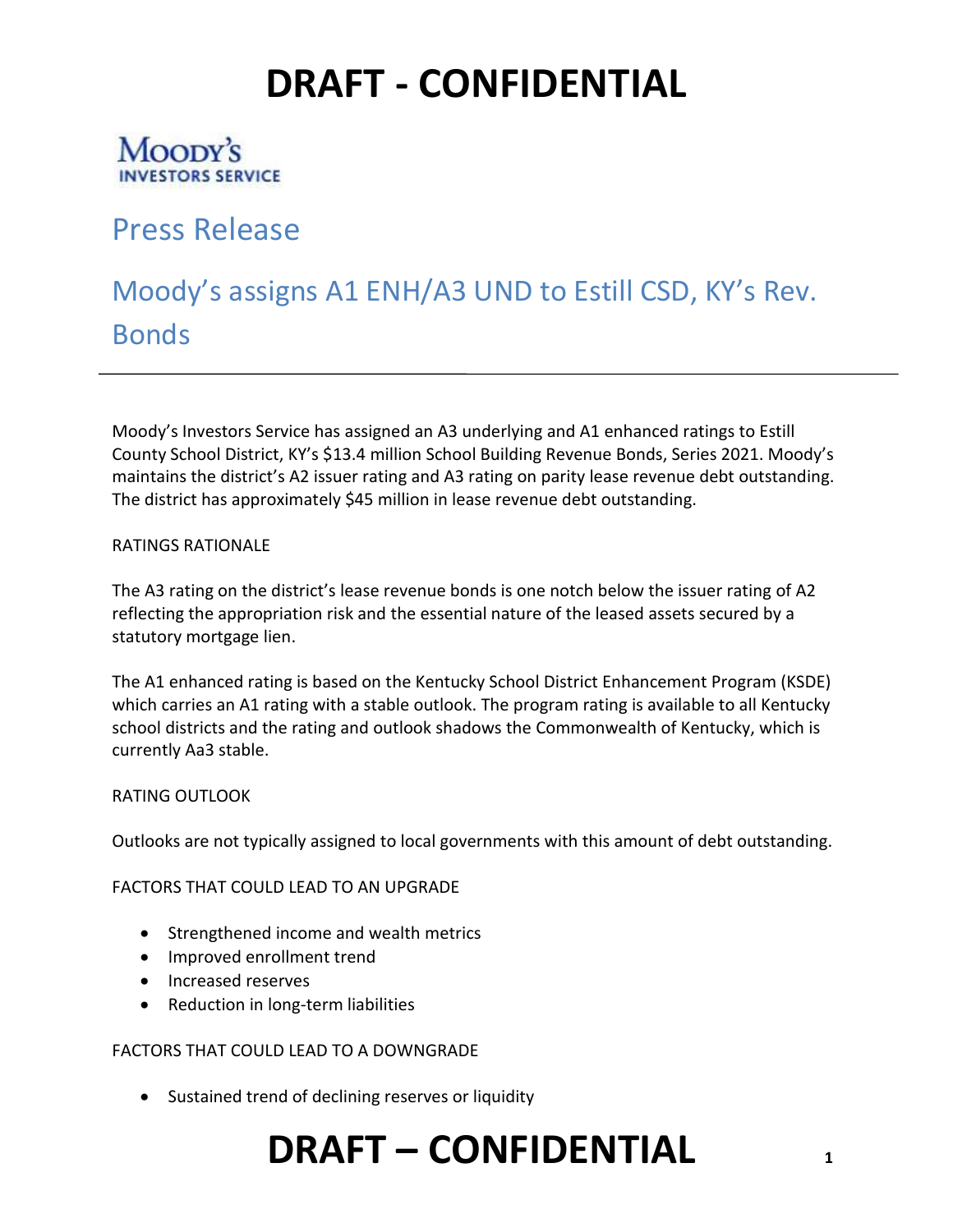# DRAFT - CONFIDENTIAL

Moody's
INVESTORS SERVICE

## Press Release

## Moody's assigns A1 ENH/A3 UND to Estill CSD, KY's Rev. Bonds

---

Moody's Investors Service has assigned an A3 underlying and A1 enhanced ratings to Estill County School District, KY's $13.4 million School Building Revenue Bonds, Series 2021. Moody's maintains the district's A2 issuer rating and A3 rating on parity lease revenue debt outstanding. The district has approximately $45 million in lease revenue debt outstanding.

RATINGS RATIONALE

The A3 rating on the district's lease revenue bonds is one notch below the issuer rating of A2 reflecting the appropriation risk and the essential nature of the leased assets secured by a statutory mortgage lien.

The A1 enhanced rating is based on the Kentucky School District Enhancement Program (KSDE) which carries an A1 rating with a stable outlook. The program rating is available to all Kentucky school districts and the rating and outlook shadows the Commonwealth of Kentucky, which is currently Aa3 stable.

RATING OUTLOOK

Outlooks are not typically assigned to local governments with this amount of debt outstanding.

FACTORS THAT COULD LEAD TO AN UPGRADE

- Strengthened income and wealth metrics
- Improved enrollment trend
- Increased reserves
- Reduction in long-term liabilities

FACTORS THAT COULD LEAD TO A DOWNGRADE

- Sustained trend of declining reserves or liquidity

# DRAFT – CONFIDENTIAL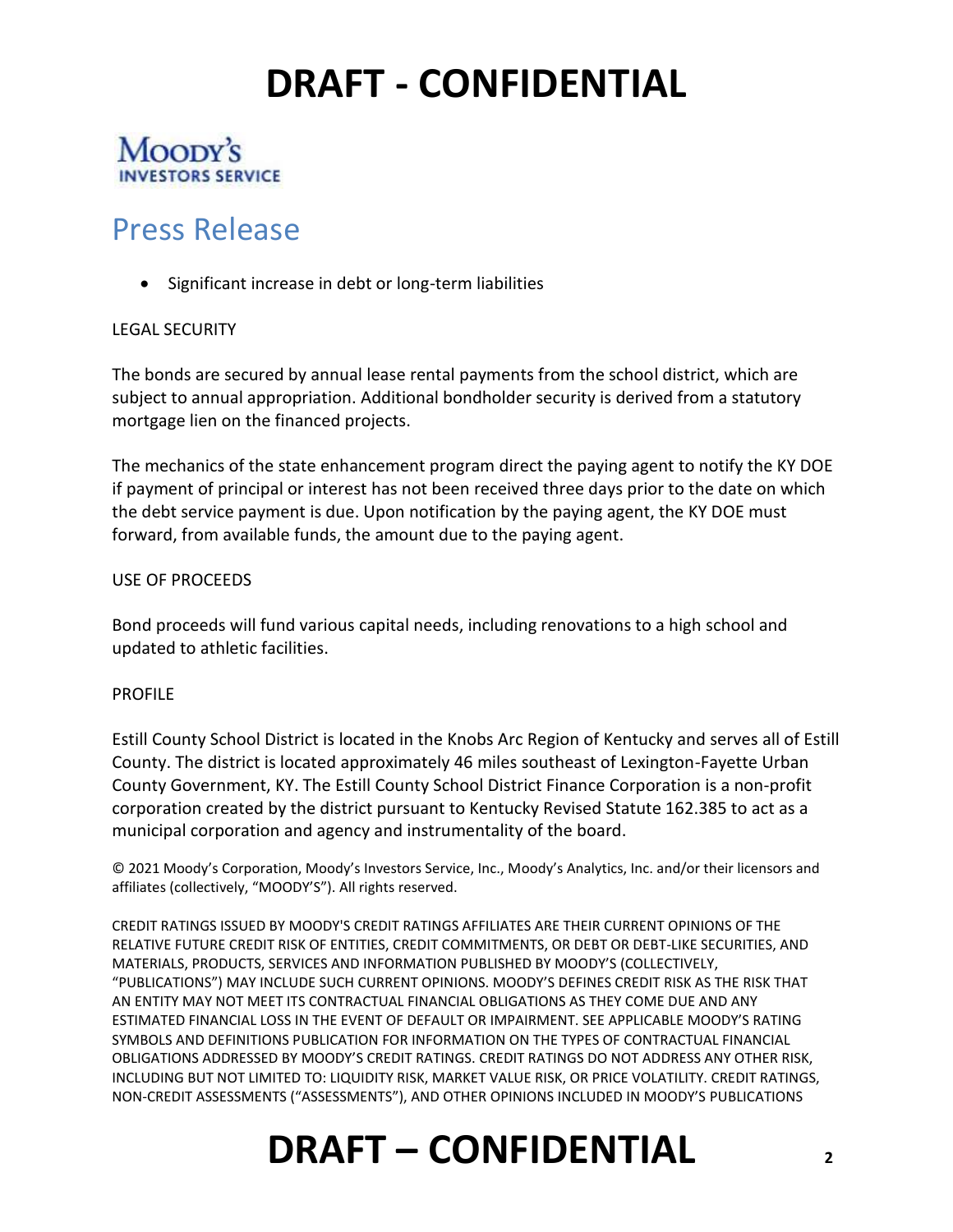- Significant increase in debt or long-term liabilities

LEGAL SECURITY

The bonds are secured by annual lease rental payments from the school district, which are subject to annual appropriation. Additional bondholder security is derived from a statutory mortgage lien on the financed projects.

The mechanics of the state enhancement program direct the paying agent to notify the KY DOE if payment of principal or interest has not been received three days prior to the date on which the debt service payment is due. Upon notification by the paying agent, the KY DOE must forward, from available funds, the amount due to the paying agent.

USE OF PROCEEDS

Bond proceeds will fund various capital needs, including renovations to a high school and updated to athletic facilities.

PROFILE

Estill County School District is located in the Knobs Arc Region of Kentucky and serves all of Estill County. The district is located approximately 46 miles southeast of Lexington-Fayette Urban County Government, KY. The Estill County School District Finance Corporation is a non-profit corporation created by the district pursuant to Kentucky Revised Statute 162.385 to act as a municipal corporation and agency and instrumentality of the board.

© 2021 Moody's Corporation, Moody's Investors Service, Inc., Moody's Analytics, Inc. and/or their licensors and affiliates (collectively, "MOODY'S"). All rights reserved.

CREDIT RATINGS ISSUED BY MOODY'S CREDIT RATINGS AFFILIATES ARE THEIR CURRENT OPINIONS OF THE RELATIVE FUTURE CREDIT RISK OF ENTITIES, CREDIT COMMITMENTS, OR DEBT OR DEBT-LIKE SECURITIES, AND MATERIALS, PRODUCTS, SERVICES AND INFORMATION PUBLISHED BY MOODY'S (COLLECTIVELY, "PUBLICATIONS") MAY INCLUDE SUCH CURRENT OPINIONS. MOODY'S DEFINES CREDIT RISK AS THE RISK THAT AN ENTITY MAY NOT MEET ITS CONTRACTUAL FINANCIAL OBLIGATIONS AS THEY COME DUE AND ANY ESTIMATED FINANCIAL LOSS IN THE EVENT OF DEFAULT OR IMPAIRMENT. SEE APPLICABLE MOODY'S RATING SYMBOLS AND DEFINITIONS PUBLICATION FOR INFORMATION ON THE TYPES OF CONTRACTUAL FINANCIAL OBLIGATIONS ADDRESSED BY MOODY'S CREDIT RATINGS. CREDIT RATINGS DO NOT ADDRESS ANY OTHER RISK, INCLUDING BUT NOT LIMITED TO: LIQUIDITY RISK, MARKET VALUE RISK, OR PRICE VOLATILITY. CREDIT RATINGS, NON-CREDIT ASSESSMENTS ("ASSESSMENTS"), AND OTHER OPINIONS INCLUDED IN MOODY'S PUBLICATIONS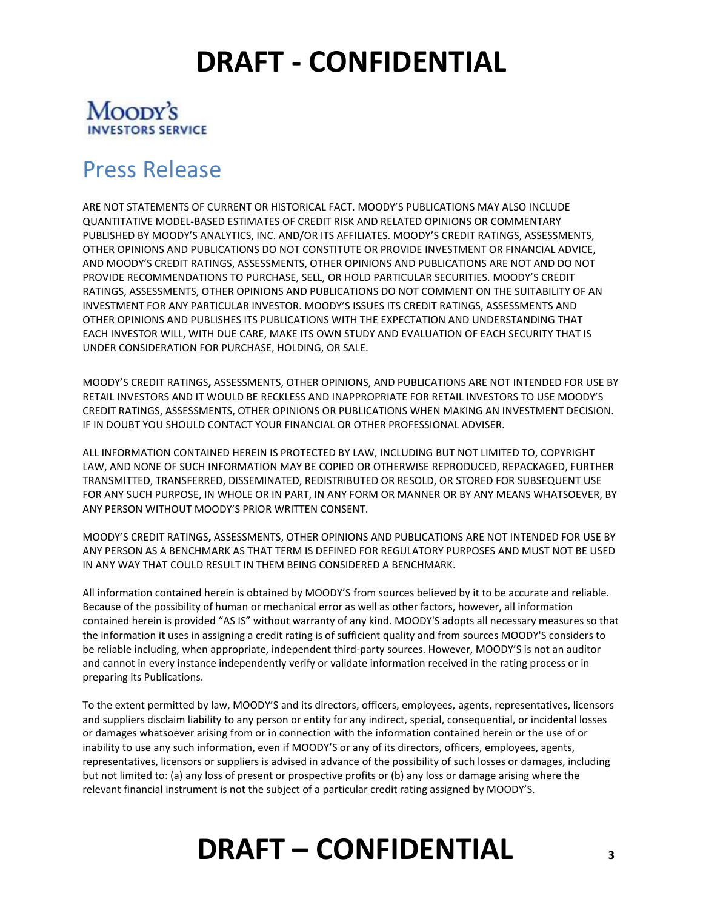# DRAFT - CONFIDENTIAL

Moody's
INVESTORS SERVICE

## Press Release

ARE NOT STATEMENTS OF CURRENT OR HISTORICAL FACT. MOODY'S PUBLICATIONS MAY ALSO INCLUDE QUANTITATIVE MODEL-BASED ESTIMATES OF CREDIT RISK AND RELATED OPINIONS OR COMMENTARY PUBLISHED BY MOODY'S ANALYTICS, INC. AND/OR ITS AFFILIATES. MOODY'S CREDIT RATINGS, ASSESSMENTS, OTHER OPINIONS AND PUBLICATIONS DO NOT CONSTITUTE OR PROVIDE INVESTMENT OR FINANCIAL ADVICE, AND MOODY'S CREDIT RATINGS, ASSESSMENTS, OTHER OPINIONS AND PUBLICATIONS ARE NOT AND DO NOT PROVIDE RECOMMENDATIONS TO PURCHASE, SELL, OR HOLD PARTICULAR SECURITIES. MOODY'S CREDIT RATINGS, ASSESSMENTS, OTHER OPINIONS AND PUBLICATIONS DO NOT COMMENT ON THE SUITABILITY OF AN INVESTMENT FOR ANY PARTICULAR INVESTOR. MOODY'S ISSUES ITS CREDIT RATINGS, ASSESSMENTS AND OTHER OPINIONS AND PUBLISHES ITS PUBLICATIONS WITH THE EXPECTATION AND UNDERSTANDING THAT EACH INVESTOR WILL, WITH DUE CARE, MAKE ITS OWN STUDY AND EVALUATION OF EACH SECURITY THAT IS UNDER CONSIDERATION FOR PURCHASE, HOLDING, OR SALE.

MOODY'S CREDIT RATINGS**,** ASSESSMENTS, OTHER OPINIONS, AND PUBLICATIONS ARE NOT INTENDED FOR USE BY RETAIL INVESTORS AND IT WOULD BE RECKLESS AND INAPPROPRIATE FOR RETAIL INVESTORS TO USE MOODY'S CREDIT RATINGS, ASSESSMENTS, OTHER OPINIONS OR PUBLICATIONS WHEN MAKING AN INVESTMENT DECISION. IF IN DOUBT YOU SHOULD CONTACT YOUR FINANCIAL OR OTHER PROFESSIONAL ADVISER.

ALL INFORMATION CONTAINED HEREIN IS PROTECTED BY LAW, INCLUDING BUT NOT LIMITED TO, COPYRIGHT LAW, AND NONE OF SUCH INFORMATION MAY BE COPIED OR OTHERWISE REPRODUCED, REPACKAGED, FURTHER TRANSMITTED, TRANSFERRED, DISSEMINATED, REDISTRIBUTED OR RESOLD, OR STORED FOR SUBSEQUENT USE FOR ANY SUCH PURPOSE, IN WHOLE OR IN PART, IN ANY FORM OR MANNER OR BY ANY MEANS WHATSOEVER, BY ANY PERSON WITHOUT MOODY'S PRIOR WRITTEN CONSENT.

MOODY'S CREDIT RATINGS**,** ASSESSMENTS, OTHER OPINIONS AND PUBLICATIONS ARE NOT INTENDED FOR USE BY ANY PERSON AS A BENCHMARK AS THAT TERM IS DEFINED FOR REGULATORY PURPOSES AND MUST NOT BE USED IN ANY WAY THAT COULD RESULT IN THEM BEING CONSIDERED A BENCHMARK.

All information contained herein is obtained by MOODY'S from sources believed by it to be accurate and reliable. Because of the possibility of human or mechanical error as well as other factors, however, all information contained herein is provided "AS IS" without warranty of any kind. MOODY'S adopts all necessary measures so that the information it uses in assigning a credit rating is of sufficient quality and from sources MOODY'S considers to be reliable including, when appropriate, independent third-party sources. However, MOODY'S is not an auditor and cannot in every instance independently verify or validate information received in the rating process or in preparing its Publications.

To the extent permitted by law, MOODY'S and its directors, officers, employees, agents, representatives, licensors and suppliers disclaim liability to any person or entity for any indirect, special, consequential, or incidental losses or damages whatsoever arising from or in connection with the information contained herein or the use of or inability to use any such information, even if MOODY'S or any of its directors, officers, employees, agents, representatives, licensors or suppliers is advised in advance of the possibility of such losses or damages, including but not limited to: (a) any loss of present or prospective profits or (b) any loss or damage arising where the relevant financial instrument is not the subject of a particular credit rating assigned by MOODY'S.

# DRAFT – CONFIDENTIAL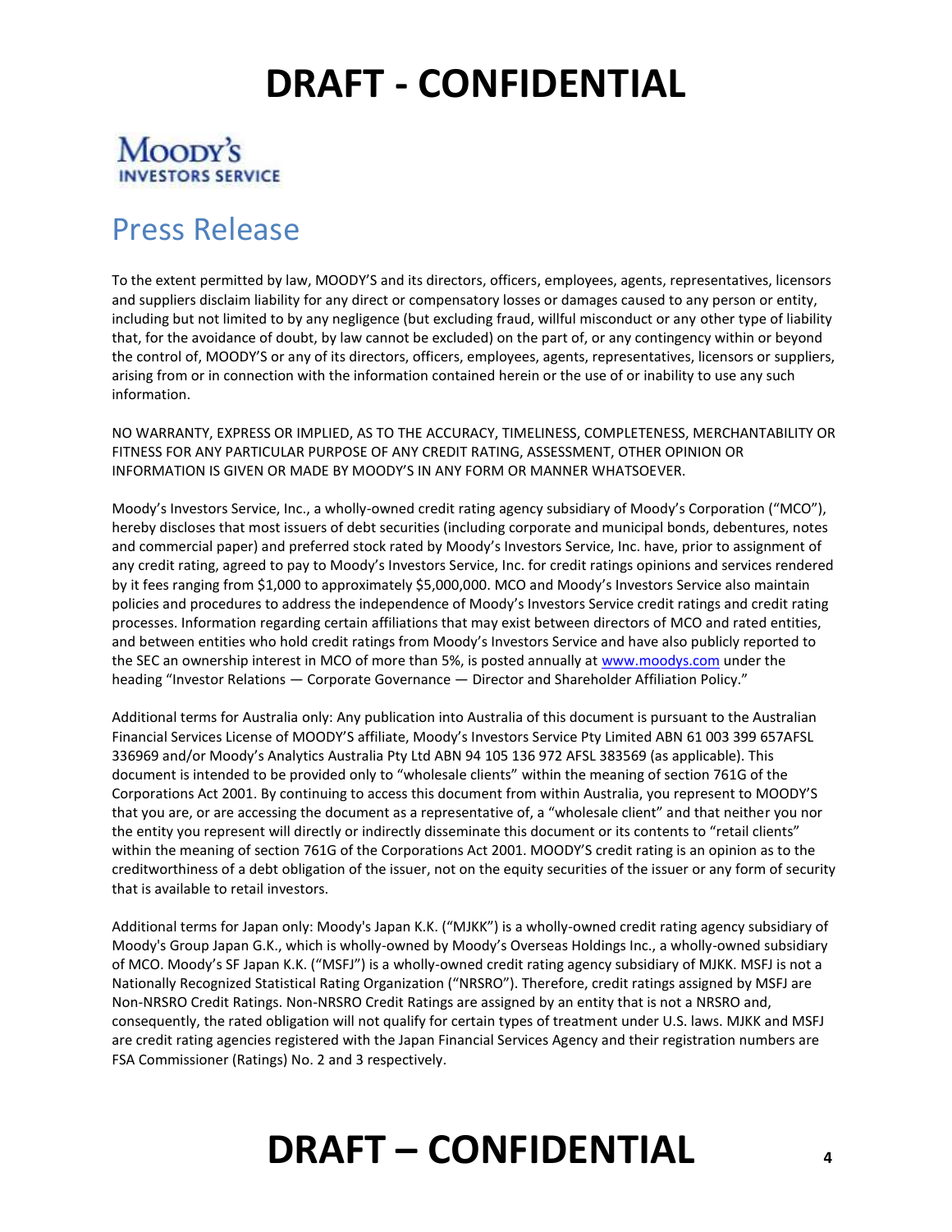# DRAFT - CONFIDENTIAL

Moody's
INVESTORS SERVICE

## Press Release

To the extent permitted by law, MOODY'S and its directors, officers, employees, agents, representatives, licensors and suppliers disclaim liability for any direct or compensatory losses or damages caused to any person or entity, including but not limited to by any negligence (but excluding fraud, willful misconduct or any other type of liability that, for the avoidance of doubt, by law cannot be excluded) on the part of, or any contingency within or beyond the control of, MOODY'S or any of its directors, officers, employees, agents, representatives, licensors or suppliers, arising from or in connection with the information contained herein or the use of or inability to use any such information.

NO WARRANTY, EXPRESS OR IMPLIED, AS TO THE ACCURACY, TIMELINESS, COMPLETENESS, MERCHANTABILITY OR FITNESS FOR ANY PARTICULAR PURPOSE OF ANY CREDIT RATING, ASSESSMENT, OTHER OPINION OR INFORMATION IS GIVEN OR MADE BY MOODY'S IN ANY FORM OR MANNER WHATSOEVER.

Moody's Investors Service, Inc., a wholly-owned credit rating agency subsidiary of Moody's Corporation ("MCO"), hereby discloses that most issuers of debt securities (including corporate and municipal bonds, debentures, notes and commercial paper) and preferred stock rated by Moody's Investors Service, Inc. have, prior to assignment of any credit rating, agreed to pay to Moody's Investors Service, Inc. for credit ratings opinions and services rendered by it fees ranging from $1,000 to approximately $5,000,000. MCO and Moody's Investors Service also maintain policies and procedures to address the independence of Moody's Investors Service credit ratings and credit rating processes. Information regarding certain affiliations that may exist between directors of MCO and rated entities, and between entities who hold credit ratings from Moody's Investors Service and have also publicly reported to the SEC an ownership interest in MCO of more than 5%, is posted annually at www.moodys.com under the heading "Investor Relations — Corporate Governance — Director and Shareholder Affiliation Policy."

Additional terms for Australia only: Any publication into Australia of this document is pursuant to the Australian Financial Services License of MOODY'S affiliate, Moody's Investors Service Pty Limited ABN 61 003 399 657AFSL 336969 and/or Moody's Analytics Australia Pty Ltd ABN 94 105 136 972 AFSL 383569 (as applicable). This document is intended to be provided only to "wholesale clients" within the meaning of section 761G of the Corporations Act 2001. By continuing to access this document from within Australia, you represent to MOODY'S that you are, or are accessing the document as a representative of, a "wholesale client" and that neither you nor the entity you represent will directly or indirectly disseminate this document or its contents to "retail clients" within the meaning of section 761G of the Corporations Act 2001. MOODY'S credit rating is an opinion as to the creditworthiness of a debt obligation of the issuer, not on the equity securities of the issuer or any form of security that is available to retail investors.

Additional terms for Japan only: Moody's Japan K.K. ("MJKK") is a wholly-owned credit rating agency subsidiary of Moody's Group Japan G.K., which is wholly-owned by Moody's Overseas Holdings Inc., a wholly-owned subsidiary of MCO. Moody's SF Japan K.K. ("MSFJ") is a wholly-owned credit rating agency subsidiary of MJKK. MSFJ is not a Nationally Recognized Statistical Rating Organization ("NRSRO"). Therefore, credit ratings assigned by MSFJ are Non-NRSRO Credit Ratings. Non-NRSRO Credit Ratings are assigned by an entity that is not a NRSRO and, consequently, the rated obligation will not qualify for certain types of treatment under U.S. laws. MJKK and MSFJ are credit rating agencies registered with the Japan Financial Services Agency and their registration numbers are FSA Commissioner (Ratings) No. 2 and 3 respectively.

# DRAFT – CONFIDENTIAL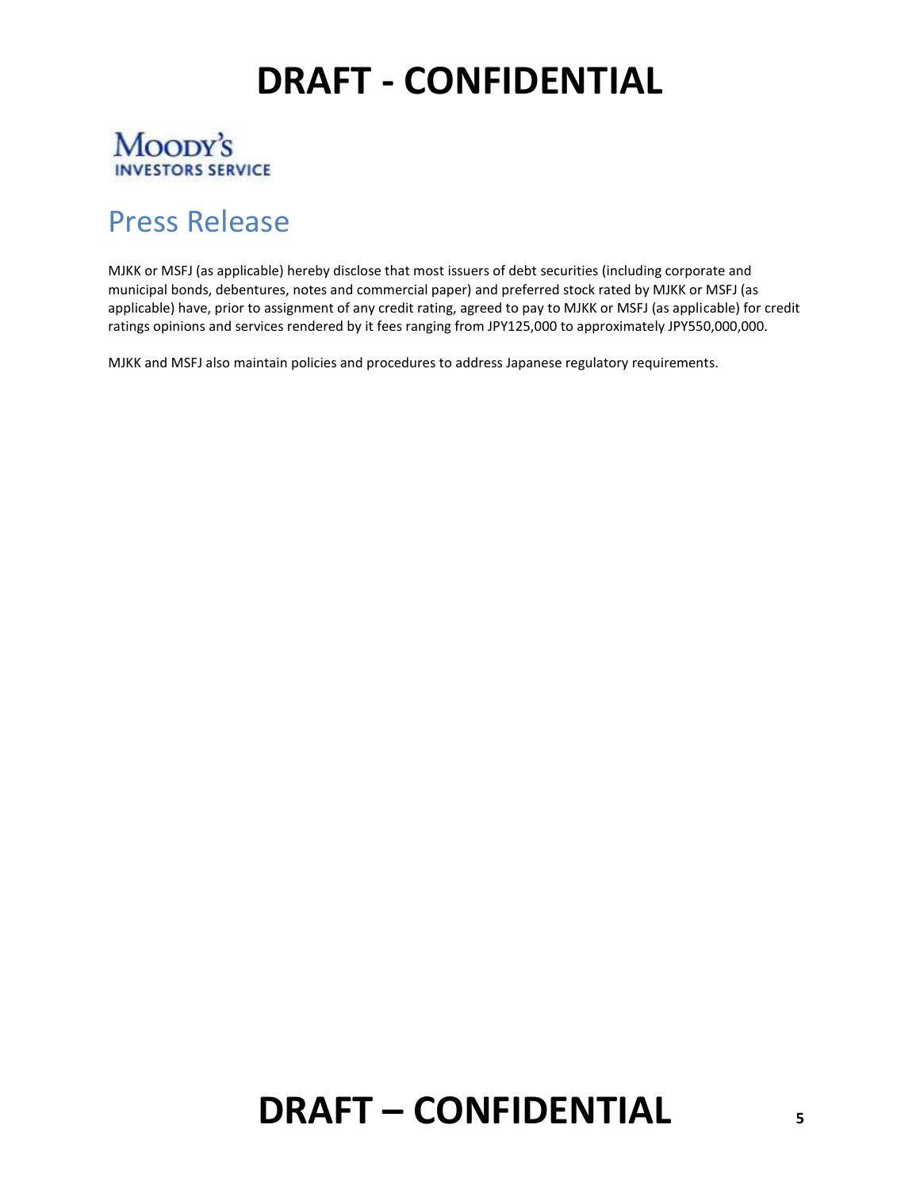# DRAFT - CONFIDENTIAL

Moody's Investors Service

## Press Release

MJKK or MSFJ (as applicable) hereby disclose that most issuers of debt securities (including corporate and municipal bonds, debentures, notes and commercial paper) and preferred stock rated by MJKK or MSFJ (as applicable) have, prior to assignment of any credit rating, agreed to pay to MJKK or MSFJ (as applicable) for credit ratings opinions and services rendered by it fees ranging from JPY125,000 to approximately JPY550,000,000.

MJKK and MSFJ also maintain policies and procedures to address Japanese regulatory requirements.

# DRAFT – CONFIDENTIAL